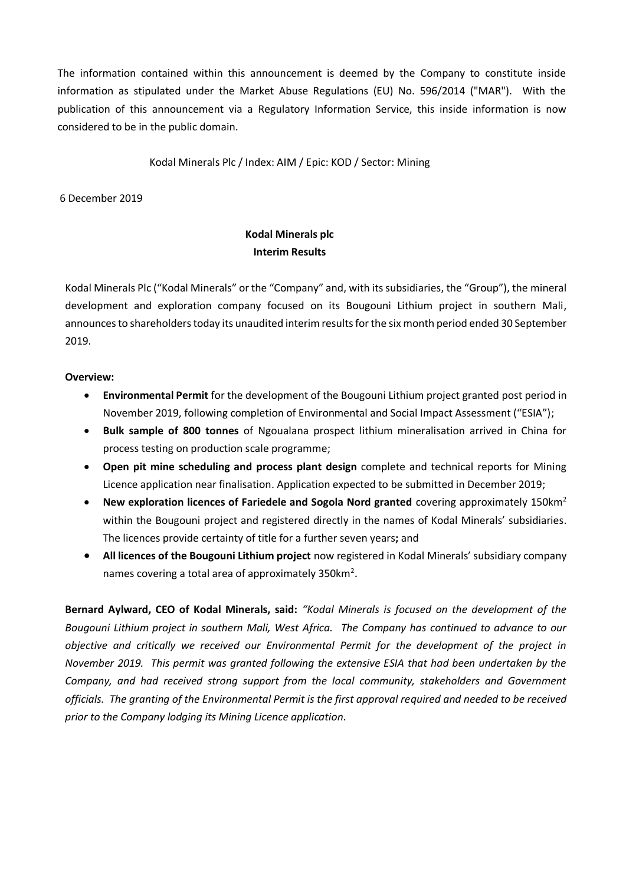The information contained within this announcement is deemed by the Company to constitute inside information as stipulated under the Market Abuse Regulations (EU) No. 596/2014 ("MAR"). With the publication of this announcement via a Regulatory Information Service, this inside information is now considered to be in the public domain.

Kodal Minerals Plc / Index: AIM / Epic: KOD / Sector: Mining

6 December 2019

**Kodal Minerals plc**
**Interim Results**

Kodal Minerals Plc ("Kodal Minerals" or the "Company" and, with its subsidiaries, the "Group"), the mineral development and exploration company focused on its Bougouni Lithium project in southern Mali, announces to shareholders today its unaudited interim results for the six month period ended 30 September 2019.

**Overview:**

- **Environmental Permit** for the development of the Bougouni Lithium project granted post period in November 2019, following completion of Environmental and Social Impact Assessment ("ESIA");
- **Bulk sample of 800 tonnes** of Ngoualana prospect lithium mineralisation arrived in China for process testing on production scale programme;
- **Open pit mine scheduling and process plant design** complete and technical reports for Mining Licence application near finalisation. Application expected to be submitted in December 2019;
- **New exploration licences of Fariedele and Sogola Nord granted** covering approximately 150km$^2$ within the Bougouni project and registered directly in the names of Kodal Minerals' subsidiaries. The licences provide certainty of title for a further seven years**;** and
- **All licences of the Bougouni Lithium project** now registered in Kodal Minerals' subsidiary company names covering a total area of approximately 350km$^2$.

**Bernard Aylward, CEO of Kodal Minerals, said:** *"Kodal Minerals is focused on the development of the Bougouni Lithium project in southern Mali, West Africa. The Company has continued to advance to our objective and critically we received our Environmental Permit for the development of the project in November 2019. This permit was granted following the extensive ESIA that had been undertaken by the Company, and had received strong support from the local community, stakeholders and Government officials. The granting of the Environmental Permit is the first approval required and needed to be received prior to the Company lodging its Mining Licence application.*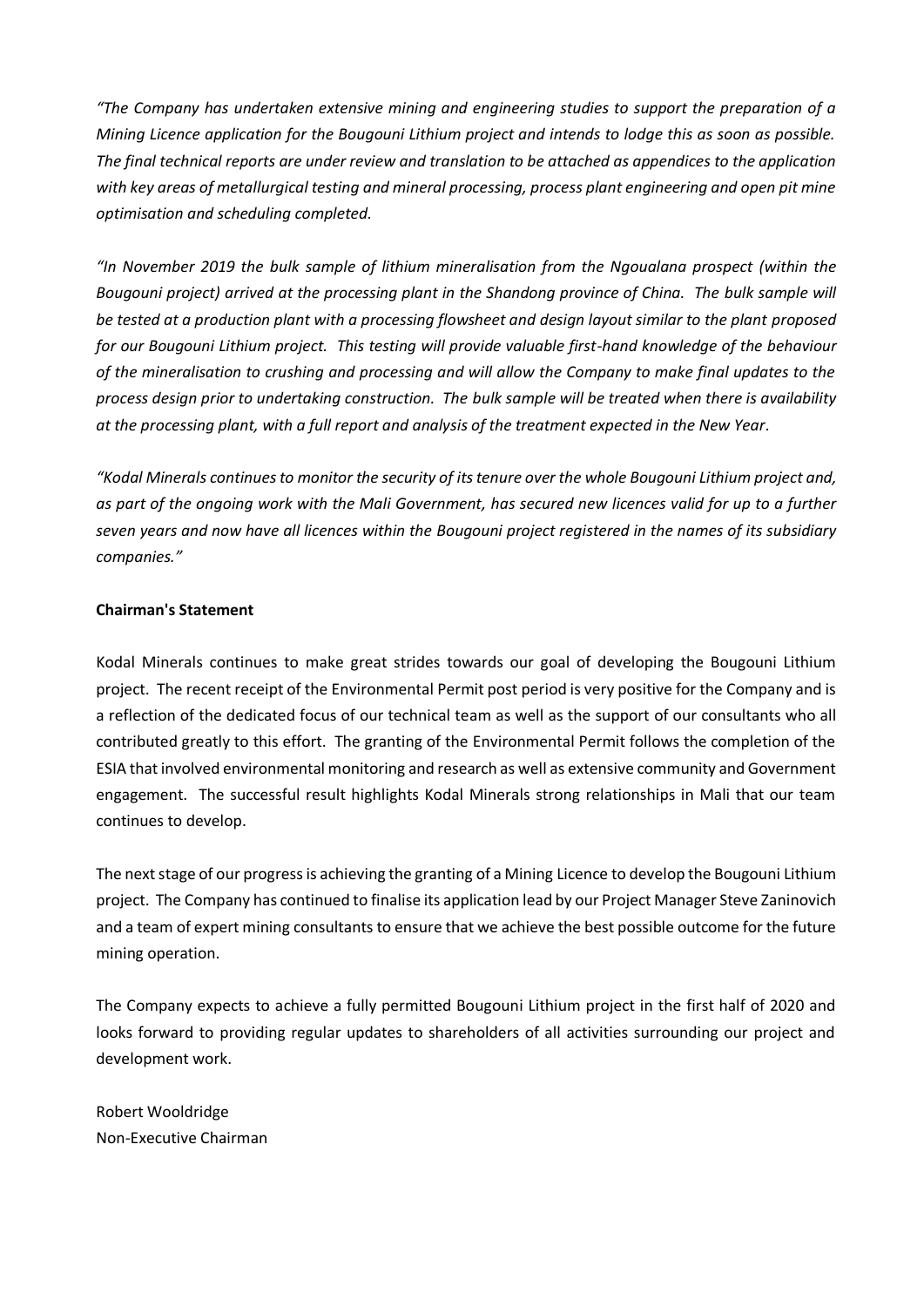*"The Company has undertaken extensive mining and engineering studies to support the preparation of a Mining Licence application for the Bougouni Lithium project and intends to lodge this as soon as possible. The final technical reports are under review and translation to be attached as appendices to the application with key areas of metallurgical testing and mineral processing, process plant engineering and open pit mine optimisation and scheduling completed.*

*"In November 2019 the bulk sample of lithium mineralisation from the Ngoualana prospect (within the Bougouni project) arrived at the processing plant in the Shandong province of China. The bulk sample will be tested at a production plant with a processing flowsheet and design layout similar to the plant proposed for our Bougouni Lithium project. This testing will provide valuable first-hand knowledge of the behaviour of the mineralisation to crushing and processing and will allow the Company to make final updates to the process design prior to undertaking construction. The bulk sample will be treated when there is availability at the processing plant, with a full report and analysis of the treatment expected in the New Year.*

*"Kodal Minerals continues to monitor the security of its tenure over the whole Bougouni Lithium project and, as part of the ongoing work with the Mali Government, has secured new licences valid for up to a further seven years and now have all licences within the Bougouni project registered in the names of its subsidiary companies."*

**Chairman's Statement**

Kodal Minerals continues to make great strides towards our goal of developing the Bougouni Lithium project. The recent receipt of the Environmental Permit post period is very positive for the Company and is a reflection of the dedicated focus of our technical team as well as the support of our consultants who all contributed greatly to this effort. The granting of the Environmental Permit follows the completion of the ESIA that involved environmental monitoring and research as well as extensive community and Government engagement. The successful result highlights Kodal Minerals strong relationships in Mali that our team continues to develop.

The next stage of our progress is achieving the granting of a Mining Licence to develop the Bougouni Lithium project. The Company has continued to finalise its application lead by our Project Manager Steve Zaninovich and a team of expert mining consultants to ensure that we achieve the best possible outcome for the future mining operation.

The Company expects to achieve a fully permitted Bougouni Lithium project in the first half of 2020 and looks forward to providing regular updates to shareholders of all activities surrounding our project and development work.

Robert Wooldridge
Non-Executive Chairman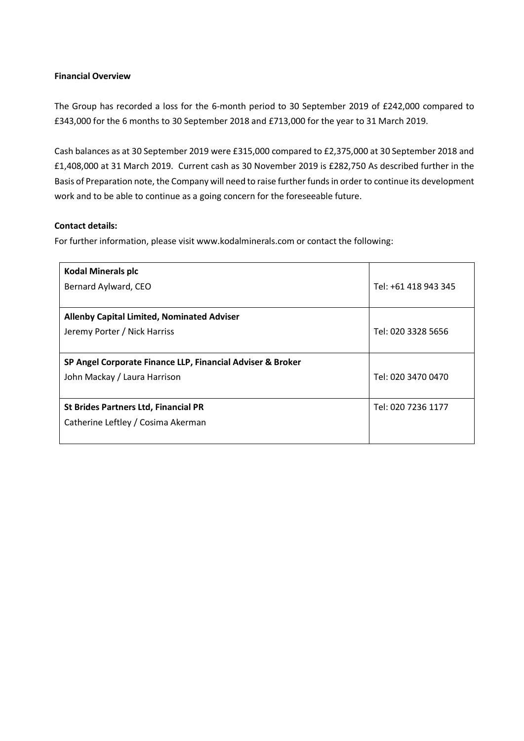**Financial Overview**

The Group has recorded a loss for the 6-month period to 30 September 2019 of £242,000 compared to £343,000 for the 6 months to 30 September 2018 and £713,000 for the year to 31 March 2019.

Cash balances as at 30 September 2019 were £315,000 compared to £2,375,000 at 30 September 2018 and £1,408,000 at 31 March 2019. Current cash as 30 November 2019 is £282,750 As described further in the Basis of Preparation note, the Company will need to raise further funds in order to continue its development work and to be able to continue as a going concern for the foreseeable future.

**Contact details:**

For further information, please visit www.kodalminerals.com or contact the following:

| | |
|---|---|
| **Kodal Minerals plc**<br>Bernard Aylward, CEO | Tel: +61 418 943 345 |
| **Allenby Capital Limited, Nominated Adviser**<br>Jeremy Porter / Nick Harriss | Tel: 020 3328 5656 |
| **SP Angel Corporate Finance LLP, Financial Adviser & Broker**<br>John Mackay / Laura Harrison | Tel: 020 3470 0470 |
| **St Brides Partners Ltd, Financial PR**<br>Catherine Leftley / Cosima Akerman | Tel: 020 7236 1177 |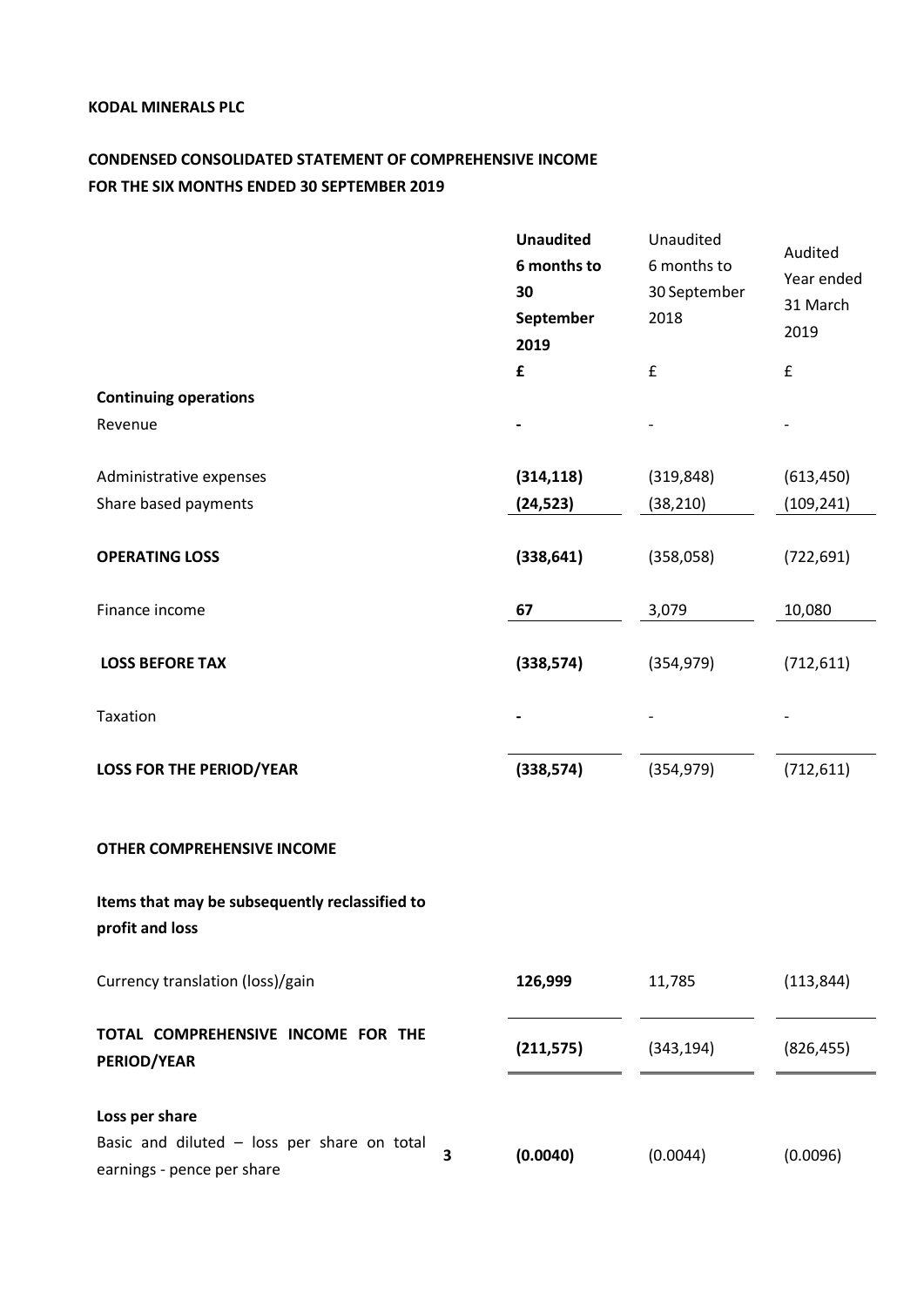**KODAL MINERALS PLC**

**CONDENSED CONSOLIDATED STATEMENT OF COMPREHENSIVE INCOME**
**FOR THE SIX MONTHS ENDED 30 SEPTEMBER 2019**

| | | **Unaudited 6 months to 30 September 2019** | Unaudited 6 months to 30 September 2018 | Audited Year ended 31 March 2019 |
|---|---|---|---|---|
| | | **£** | £ | £ |
| **Continuing operations** | | | | |
| Revenue | | **-** | - | - |
| Administrative expenses | | **(314,118)** | (319,848) | (613,450) |
| Share based payments | | **(24,523)** | (38,210) | (109,241) |
| **OPERATING LOSS** | | **(338,641)** | (358,058) | (722,691) |
| Finance income | | **67** | 3,079 | 10,080 |
| **LOSS BEFORE TAX** | | **(338,574)** | (354,979) | (712,611) |
| Taxation | | **-** | - | - |
| **LOSS FOR THE PERIOD/YEAR** | | **(338,574)** | (354,979) | (712,611) |
| **OTHER COMPREHENSIVE INCOME** | | | | |
| **Items that may be subsequently reclassified to profit and loss** | | | | |
| Currency translation (loss)/gain | | **126,999** | 11,785 | (113,844) |
| **TOTAL COMPREHENSIVE INCOME FOR THE PERIOD/YEAR** | | **(211,575)** | (343,194) | (826,455) |
| **Loss per share** | | | | |
| Basic and diluted – loss per share on total earnings - pence per share | **3** | **(0.0040)** | (0.0044) | (0.0096) |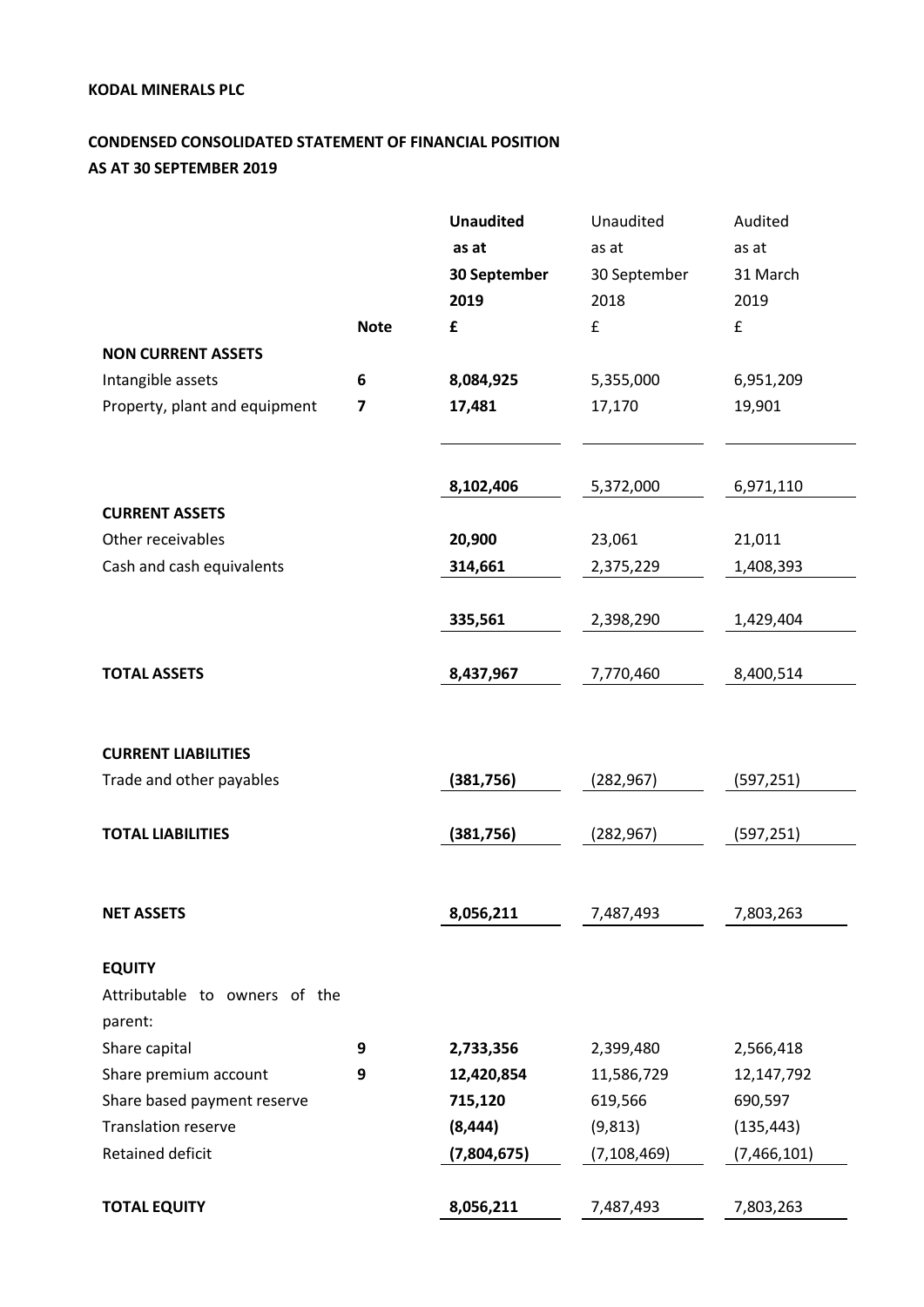**KODAL MINERALS PLC**

**CONDENSED CONSOLIDATED STATEMENT OF FINANCIAL POSITION AS AT 30 SEPTEMBER 2019**

| | Note | **Unaudited as at 30 September 2019** | Unaudited as at 30 September 2018 | Audited as at 31 March 2019 |
|---|---|---|---|---|
| | | **£** | £ | £ |
| **NON CURRENT ASSETS** | | | | |
| Intangible assets | **6** | **8,084,925** | 5,355,000 | 6,951,209 |
| Property, plant and equipment | **7** | **17,481** | 17,170 | 19,901 |
| | | **8,102,406** | 5,372,000 | 6,971,110 |
| **CURRENT ASSETS** | | | | |
| Other receivables | | **20,900** | 23,061 | 21,011 |
| Cash and cash equivalents | | **314,661** | 2,375,229 | 1,408,393 |
| | | **335,561** | 2,398,290 | 1,429,404 |
| **TOTAL ASSETS** | | **8,437,967** | 7,770,460 | 8,400,514 |
| **CURRENT LIABILITIES** | | | | |
| Trade and other payables | | **(381,756)** | (282,967) | (597,251) |
| **TOTAL LIABILITIES** | | **(381,756)** | (282,967) | (597,251) |
| **NET ASSETS** | | **8,056,211** | 7,487,493 | 7,803,263 |
| **EQUITY** | | | | |
| Attributable to owners of the parent: | | | | |
| Share capital | **9** | **2,733,356** | 2,399,480 | 2,566,418 |
| Share premium account | **9** | **12,420,854** | 11,586,729 | 12,147,792 |
| Share based payment reserve | | **715,120** | 619,566 | 690,597 |
| Translation reserve | | **(8,444)** | (9,813) | (135,443) |
| Retained deficit | | **(7,804,675)** | (7,108,469) | (7,466,101) |
| **TOTAL EQUITY** | | **8,056,211** | 7,487,493 | 7,803,263 |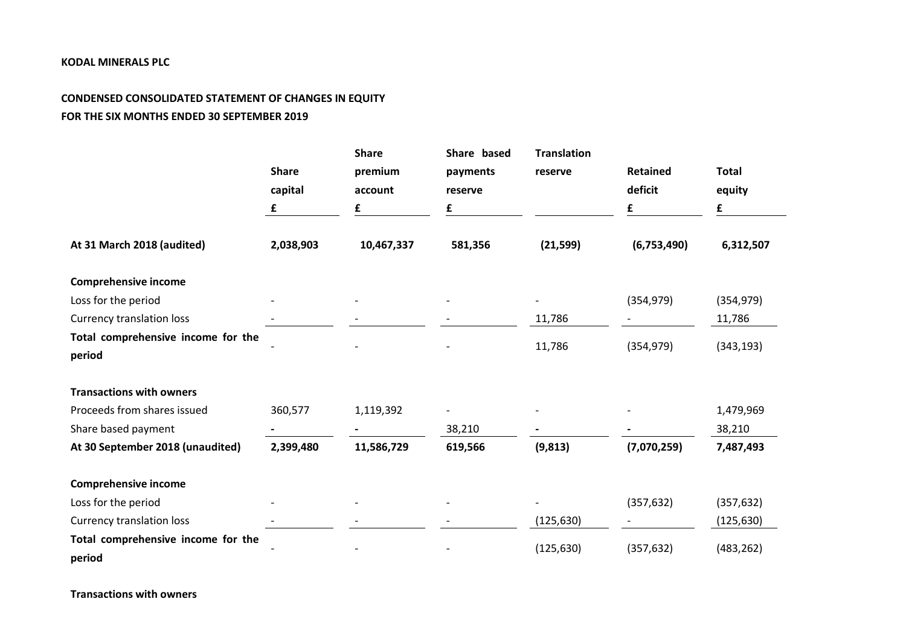**KODAL MINERALS PLC**

**CONDENSED CONSOLIDATED STATEMENT OF CHANGES IN EQUITY**
**FOR THE SIX MONTHS ENDED 30 SEPTEMBER 2019**

| | Share capital £ | Share premium account £ | Share based payments reserve £ | Translation reserve | Retained deficit £ | Total equity £ |
|---|---|---|---|---|---|---|
| **At 31 March 2018 (audited)** | **2,038,903** | **10,467,337** | **581,356** | **(21,599)** | **(6,753,490)** | **6,312,507** |
| **Comprehensive income** | | | | | | |
| Loss for the period | - | - | - | - | (354,979) | (354,979) |
| Currency translation loss | - | - | - | 11,786 | - | 11,786 |
| **Total comprehensive income for the period** | - | - | - | 11,786 | (354,979) | (343,193) |
| **Transactions with owners** | | | | | | |
| Proceeds from shares issued | 360,577 | 1,119,392 | - | - | - | 1,479,969 |
| Share based payment | **-** | **-** | 38,210 | **-** | **-** | 38,210 |
| **At 30 September 2018 (unaudited)** | **2,399,480** | **11,586,729** | **619,566** | **(9,813)** | **(7,070,259)** | **7,487,493** |
| **Comprehensive income** | | | | | | |
| Loss for the period | - | - | - | - | (357,632) | (357,632) |
| Currency translation loss | - | - | - | (125,630) | - | (125,630) |
| **Total comprehensive income for the period** | - | - | - | (125,630) | (357,632) | (483,262) |
| **Transactions with owners** | | | | | | |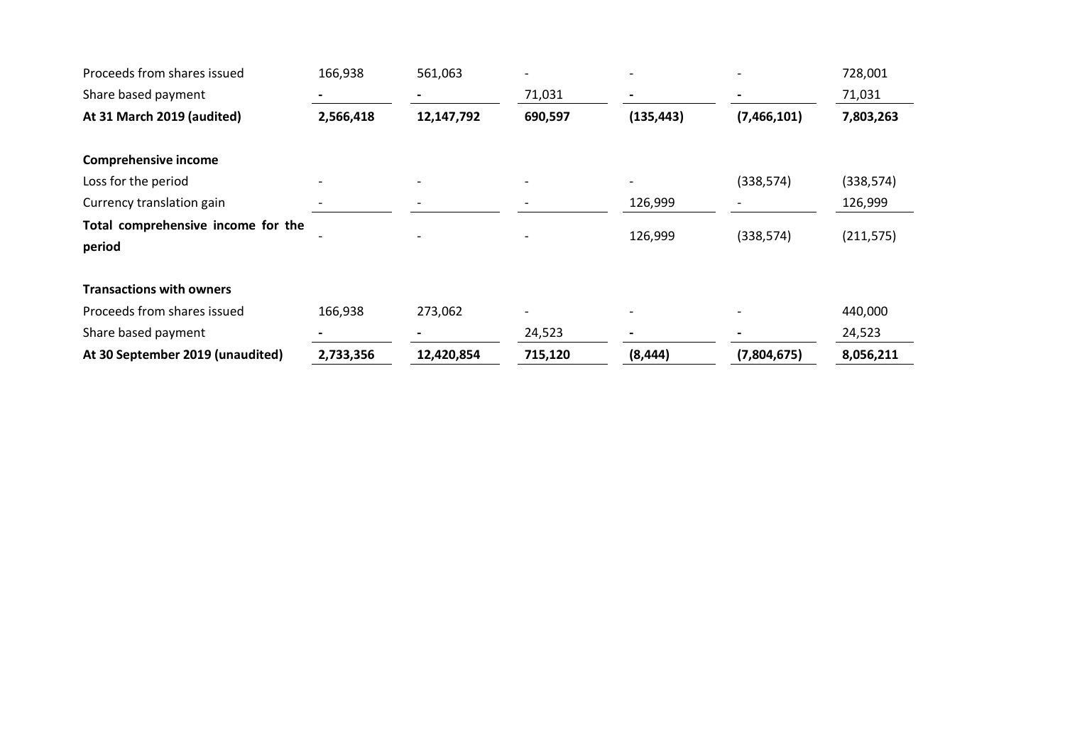| | | | | | | |
|---|---|---|---|---|---|---|
| Proceeds from shares issued | 166,938 | 561,063 | - | - | - | 728,001 |
| Share based payment | - | - | 71,031 | - | - | 71,031 |
| **At 31 March 2019 (audited)** | **2,566,418** | **12,147,792** | **690,597** | **(135,443)** | **(7,466,101)** | **7,803,263** |
| | | | | | | |
| **Comprehensive income** | | | | | | |
| Loss for the period | - | - | - | - | (338,574) | (338,574) |
| Currency translation gain | - | - | - | 126,999 | - | 126,999 |
| **Total comprehensive income for the period** | - | - | - | 126,999 | (338,574) | (211,575) |
| | | | | | | |
| **Transactions with owners** | | | | | | |
| Proceeds from shares issued | 166,938 | 273,062 | - | - | - | 440,000 |
| Share based payment | - | - | 24,523 | - | - | 24,523 |
| **At 30 September 2019 (unaudited)** | **2,733,356** | **12,420,854** | **715,120** | **(8,444)** | **(7,804,675)** | **8,056,211** |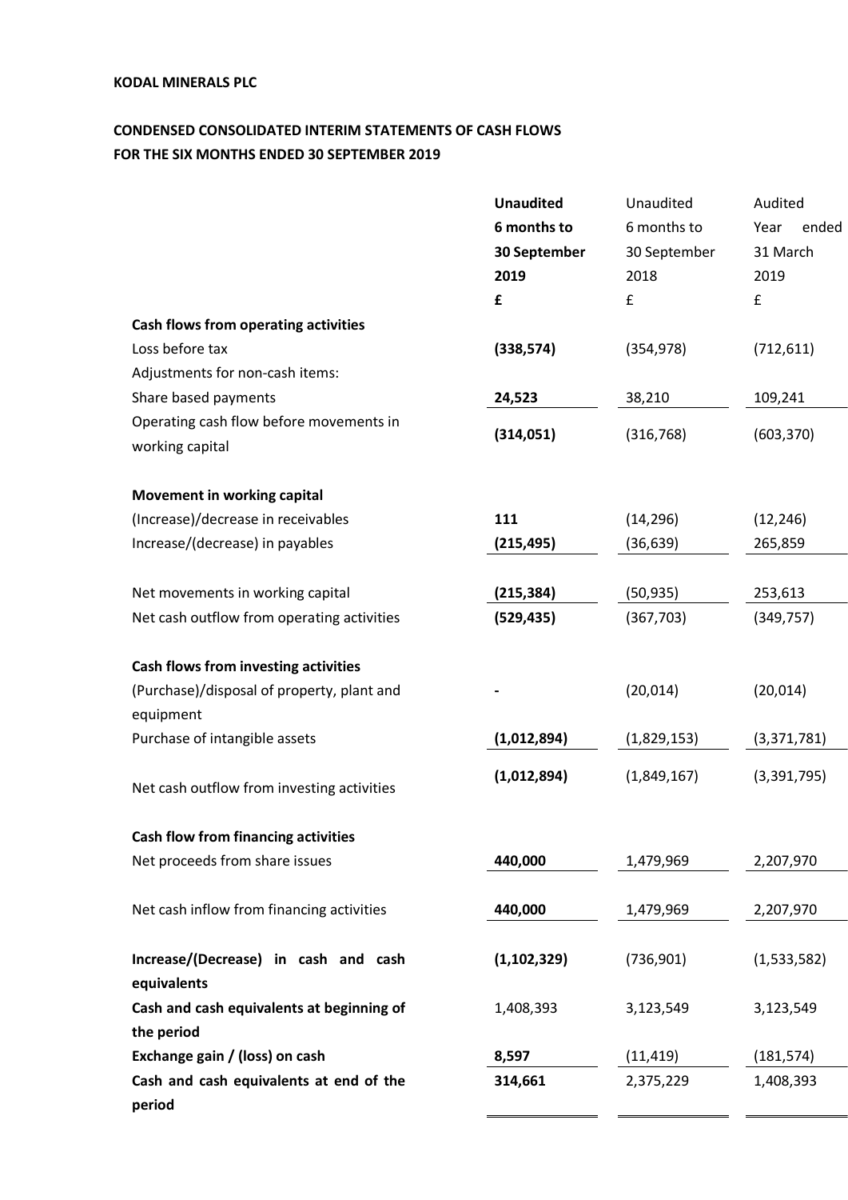**KODAL MINERALS PLC**

**CONDENSED CONSOLIDATED INTERIM STATEMENTS OF CASH FLOWS**
**FOR THE SIX MONTHS ENDED 30 SEPTEMBER 2019**

| | **Unaudited 6 months to 30 September 2019 £** | Unaudited 6 months to 30 September 2018 £ | Audited Year ended 31 March 2019 £ |
|---|---|---|---|
| **Cash flows from operating activities** | | | |
| Loss before tax | **(338,574)** | (354,978) | (712,611) |
| Adjustments for non-cash items: | | | |
| Share based payments | **24,523** | 38,210 | 109,241 |
| Operating cash flow before movements in working capital | **(314,051)** | (316,768) | (603,370) |
| **Movement in working capital** | | | |
| (Increase)/decrease in receivables | **111** | (14,296) | (12,246) |
| Increase/(decrease) in payables | **(215,495)** | (36,639) | 265,859 |
| Net movements in working capital | **(215,384)** | (50,935) | 253,613 |
| Net cash outflow from operating activities | **(529,435)** | (367,703) | (349,757) |
| **Cash flows from investing activities** | | | |
| (Purchase)/disposal of property, plant and equipment | **-** | (20,014) | (20,014) |
| Purchase of intangible assets | **(1,012,894)** | (1,829,153) | (3,371,781) |
| Net cash outflow from investing activities | **(1,012,894)** | (1,849,167) | (3,391,795) |
| **Cash flow from financing activities** | | | |
| Net proceeds from share issues | **440,000** | 1,479,969 | 2,207,970 |
| Net cash inflow from financing activities | **440,000** | 1,479,969 | 2,207,970 |
| **Increase/(Decrease) in cash and cash equivalents** | **(1,102,329)** | (736,901) | (1,533,582) |
| **Cash and cash equivalents at beginning of the period** | 1,408,393 | 3,123,549 | 3,123,549 |
| **Exchange gain / (loss) on cash** | **8,597** | (11,419) | (181,574) |
| **Cash and cash equivalents at end of the period** | **314,661** | 2,375,229 | 1,408,393 |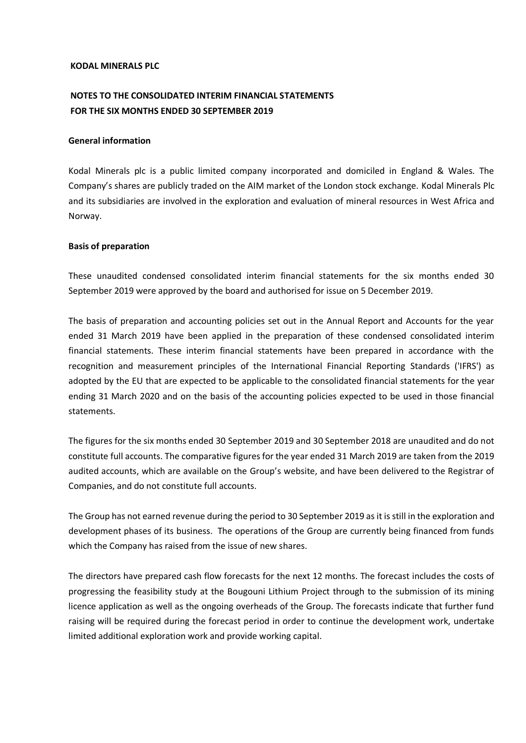**KODAL MINERALS PLC**

## NOTES TO THE CONSOLIDATED INTERIM FINANCIAL STATEMENTS FOR THE SIX MONTHS ENDED 30 SEPTEMBER 2019

### General information

Kodal Minerals plc is a public limited company incorporated and domiciled in England & Wales. The Company's shares are publicly traded on the AIM market of the London stock exchange. Kodal Minerals Plc and its subsidiaries are involved in the exploration and evaluation of mineral resources in West Africa and Norway.

### Basis of preparation

These unaudited condensed consolidated interim financial statements for the six months ended 30 September 2019 were approved by the board and authorised for issue on 5 December 2019.

The basis of preparation and accounting policies set out in the Annual Report and Accounts for the year ended 31 March 2019 have been applied in the preparation of these condensed consolidated interim financial statements. These interim financial statements have been prepared in accordance with the recognition and measurement principles of the International Financial Reporting Standards ('IFRS') as adopted by the EU that are expected to be applicable to the consolidated financial statements for the year ending 31 March 2020 and on the basis of the accounting policies expected to be used in those financial statements.

The figures for the six months ended 30 September 2019 and 30 September 2018 are unaudited and do not constitute full accounts. The comparative figures for the year ended 31 March 2019 are taken from the 2019 audited accounts, which are available on the Group's website, and have been delivered to the Registrar of Companies, and do not constitute full accounts.

The Group has not earned revenue during the period to 30 September 2019 as it is still in the exploration and development phases of its business. The operations of the Group are currently being financed from funds which the Company has raised from the issue of new shares.

The directors have prepared cash flow forecasts for the next 12 months. The forecast includes the costs of progressing the feasibility study at the Bougouni Lithium Project through to the submission of its mining licence application as well as the ongoing overheads of the Group. The forecasts indicate that further fund raising will be required during the forecast period in order to continue the development work, undertake limited additional exploration work and provide working capital.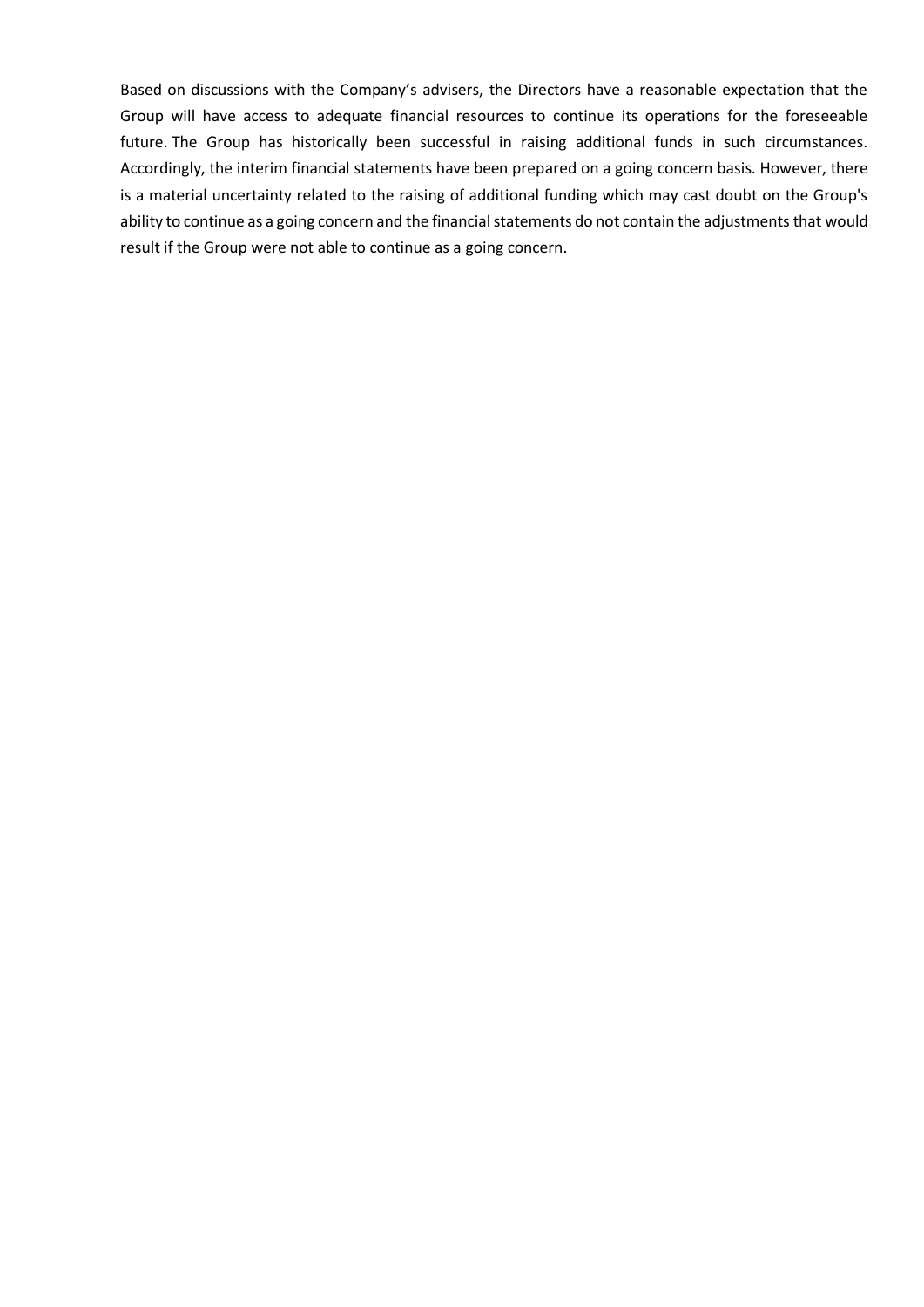Based on discussions with the Company's advisers, the Directors have a reasonable expectation that the Group will have access to adequate financial resources to continue its operations for the foreseeable future. The Group has historically been successful in raising additional funds in such circumstances. Accordingly, the interim financial statements have been prepared on a going concern basis. However, there is a material uncertainty related to the raising of additional funding which may cast doubt on the Group's ability to continue as a going concern and the financial statements do not contain the adjustments that would result if the Group were not able to continue as a going concern.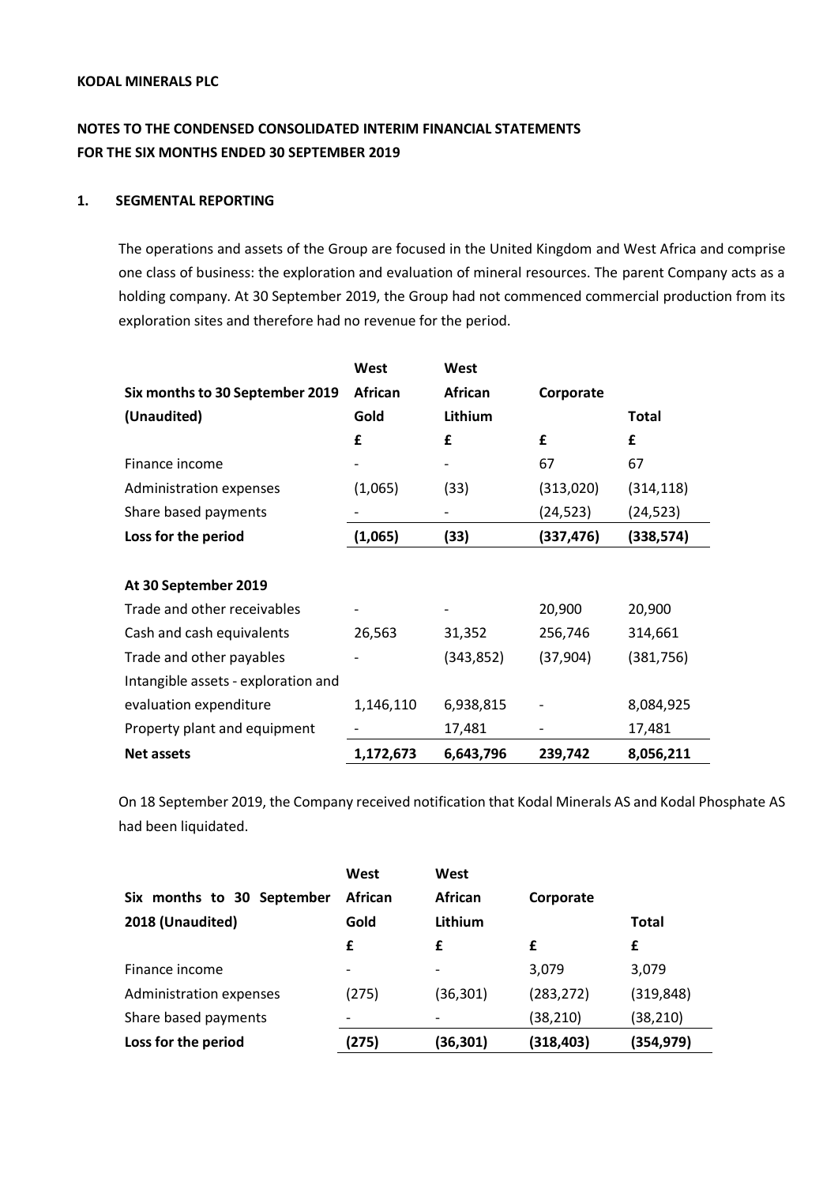**KODAL MINERALS PLC**

**NOTES TO THE CONDENSED CONSOLIDATED INTERIM FINANCIAL STATEMENTS FOR THE SIX MONTHS ENDED 30 SEPTEMBER 2019**

## 1. SEGMENTAL REPORTING

The operations and assets of the Group are focused in the United Kingdom and West Africa and comprise one class of business: the exploration and evaluation of mineral resources. The parent Company acts as a holding company. At 30 September 2019, the Group had not commenced commercial production from its exploration sites and therefore had no revenue for the period.

| Six months to 30 September 2019 (Unaudited) | West African Gold | West African Lithium | Corporate | Total |
|---|---|---|---|---|
| | £ | £ | £ | £ |
| Finance income | - | - | 67 | 67 |
| Administration expenses | (1,065) | (33) | (313,020) | (314,118) |
| Share based payments | - | - | (24,523) | (24,523) |
| **Loss for the period** | **(1,065)** | **(33)** | **(337,476)** | **(338,574)** |
| | | | | |
| **At 30 September 2019** | | | | |
| Trade and other receivables | - | - | 20,900 | 20,900 |
| Cash and cash equivalents | 26,563 | 31,352 | 256,746 | 314,661 |
| Trade and other payables | - | (343,852) | (37,904) | (381,756) |
| Intangible assets - exploration and evaluation expenditure | 1,146,110 | 6,938,815 | - | 8,084,925 |
| Property plant and equipment | - | 17,481 | - | 17,481 |
| **Net assets** | **1,172,673** | **6,643,796** | **239,742** | **8,056,211** |

On 18 September 2019, the Company received notification that Kodal Minerals AS and Kodal Phosphate AS had been liquidated.

| Six months to 30 September 2018 (Unaudited) | West African Gold | West African Lithium | Corporate | Total |
|---|---|---|---|---|
| | £ | £ | £ | £ |
| Finance income | - | - | 3,079 | 3,079 |
| Administration expenses | (275) | (36,301) | (283,272) | (319,848) |
| Share based payments | - | - | (38,210) | (38,210) |
| **Loss for the period** | **(275)** | **(36,301)** | **(318,403)** | **(354,979)** |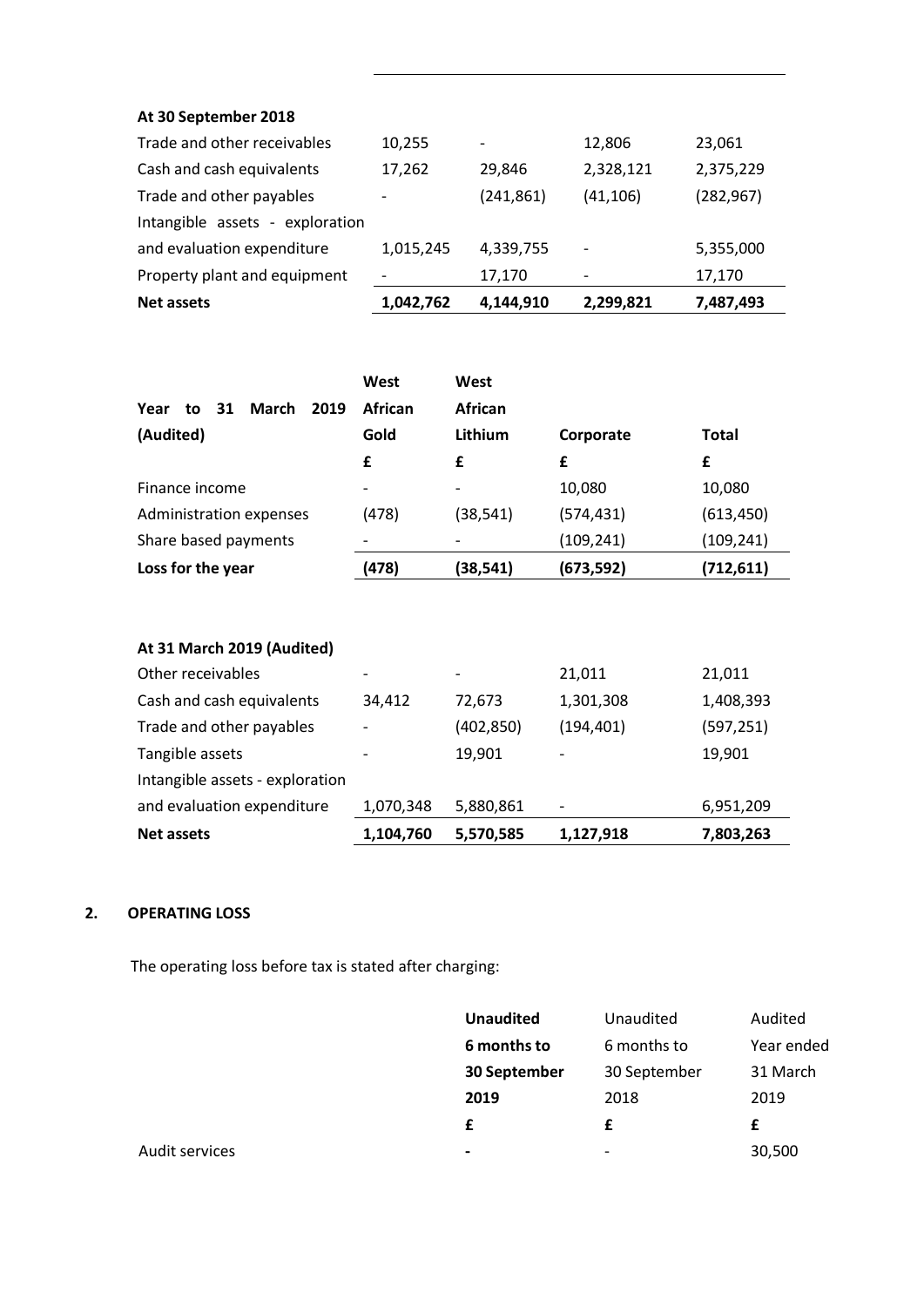| At 30 September 2018 | | | | |
|---|---|---|---|---|
| Trade and other receivables | 10,255 | - | 12,806 | 23,061 |
| Cash and cash equivalents | 17,262 | 29,846 | 2,328,121 | 2,375,229 |
| Trade and other payables | - | (241,861) | (41,106) | (282,967) |
| Intangible assets - exploration and evaluation expenditure | 1,015,245 | 4,339,755 | - | 5,355,000 |
| Property plant and equipment | - | 17,170 | - | 17,170 |
| **Net assets** | **1,042,762** | **4,144,910** | **2,299,821** | **7,487,493** |

| **Year to 31 March 2019 (Audited)** | **West African Gold** | **West African Lithium** | **Corporate** | **Total** |
|---|---|---|---|---|
| | **£** | **£** | **£** | **£** |
| Finance income | - | - | 10,080 | 10,080 |
| Administration expenses | (478) | (38,541) | (574,431) | (613,450) |
| Share based payments | - | - | (109,241) | (109,241) |
| **Loss for the year** | **(478)** | **(38,541)** | **(673,592)** | **(712,611)** |

| **At 31 March 2019 (Audited)** | | | | |
|---|---|---|---|---|
| Other receivables | - | - | 21,011 | 21,011 |
| Cash and cash equivalents | 34,412 | 72,673 | 1,301,308 | 1,408,393 |
| Trade and other payables | - | (402,850) | (194,401) | (597,251) |
| Tangible assets | - | 19,901 | - | 19,901 |
| Intangible assets - exploration and evaluation expenditure | 1,070,348 | 5,880,861 | - | 6,951,209 |
| **Net assets** | **1,104,760** | **5,570,585** | **1,127,918** | **7,803,263** |

## 2. OPERATING LOSS

The operating loss before tax is stated after charging:

| | **Unaudited 6 months to 30 September 2019** | Unaudited 6 months to 30 September 2018 | Audited Year ended 31 March 2019 |
|---|---|---|---|
| | **£** | **£** | **£** |
| Audit services | **-** | - | 30,500 |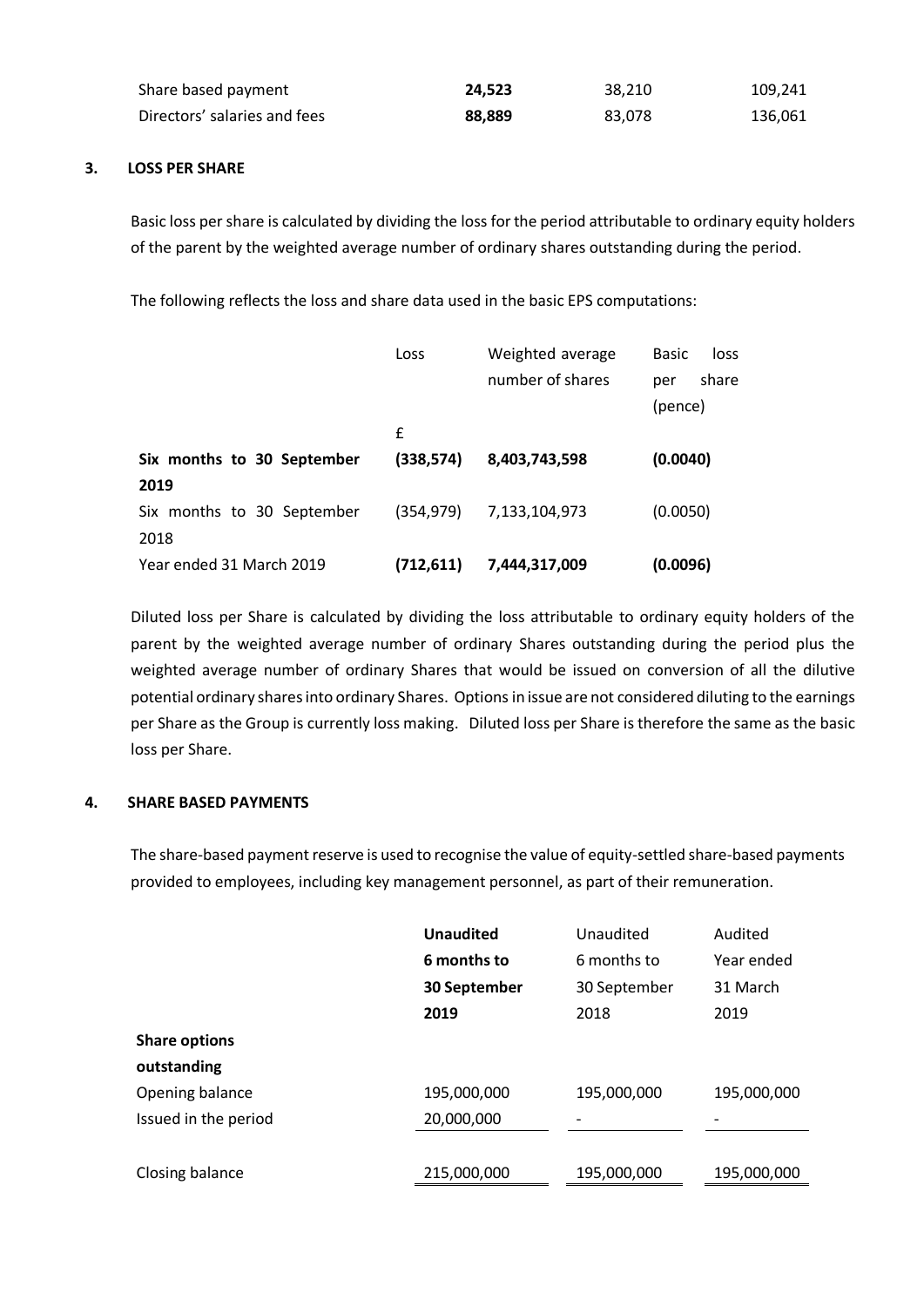| | | | |
|---|---|---|---|
| Share based payment | **24,523** | 38,210 | 109,241 |
| Directors' salaries and fees | **88,889** | 83,078 | 136,061 |

## 3. LOSS PER SHARE

Basic loss per share is calculated by dividing the loss for the period attributable to ordinary equity holders of the parent by the weighted average number of ordinary shares outstanding during the period.

The following reflects the loss and share data used in the basic EPS computations:

| | Loss | Weighted average number of shares | Basic loss per share (pence) |
|---|---|---|---|
| | £ | | |
| **Six months to 30 September 2019** | **(338,574)** | **8,403,743,598** | **(0.0040)** |
| Six months to 30 September 2018 | (354,979) | 7,133,104,973 | (0.0050) |
| Year ended 31 March 2019 | **(712,611)** | **7,444,317,009** | **(0.0096)** |

Diluted loss per Share is calculated by dividing the loss attributable to ordinary equity holders of the parent by the weighted average number of ordinary Shares outstanding during the period plus the weighted average number of ordinary Shares that would be issued on conversion of all the dilutive potential ordinary shares into ordinary Shares. Options in issue are not considered diluting to the earnings per Share as the Group is currently loss making. Diluted loss per Share is therefore the same as the basic loss per Share.

## 4. SHARE BASED PAYMENTS

The share-based payment reserve is used to recognise the value of equity-settled share-based payments provided to employees, including key management personnel, as part of their remuneration.

| | **Unaudited 6 months to 30 September 2019** | Unaudited 6 months to 30 September 2018 | Audited Year ended 31 March 2019 |
|---|---|---|---|
| **Share options outstanding** | | | |
| Opening balance | 195,000,000 | 195,000,000 | 195,000,000 |
| Issued in the period | 20,000,000 | - | - |
| Closing balance | 215,000,000 | 195,000,000 | 195,000,000 |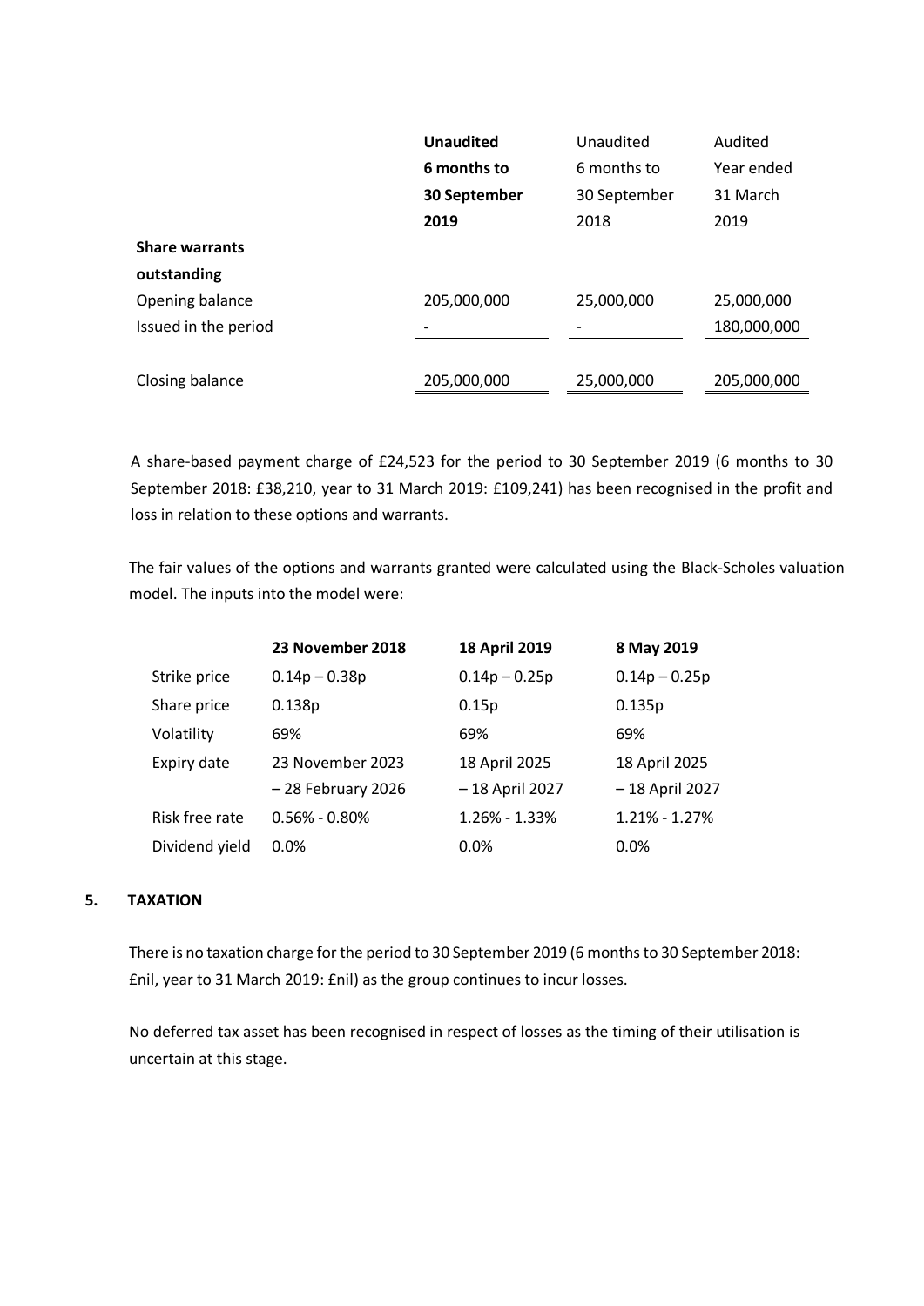| | **Unaudited 6 months to 30 September 2019** | Unaudited 6 months to 30 September 2018 | Audited Year ended 31 March 2019 |
|---|---|---|---|
| **Share warrants outstanding** | | | |
| Opening balance | 205,000,000 | 25,000,000 | 25,000,000 |
| Issued in the period | - | - | 180,000,000 |
| Closing balance | 205,000,000 | 25,000,000 | 205,000,000 |

A share-based payment charge of £24,523 for the period to 30 September 2019 (6 months to 30 September 2018: £38,210, year to 31 March 2019: £109,241) has been recognised in the profit and loss in relation to these options and warrants.

The fair values of the options and warrants granted were calculated using the Black-Scholes valuation model. The inputs into the model were:

| | **23 November 2018** | **18 April 2019** | **8 May 2019** |
|---|---|---|---|
| Strike price | 0.14p – 0.38p | 0.14p – 0.25p | 0.14p – 0.25p |
| Share price | 0.138p | 0.15p | 0.135p |
| Volatility | 69% | 69% | 69% |
| Expiry date | 23 November 2023 – 28 February 2026 | 18 April 2025 – 18 April 2027 | 18 April 2025 – 18 April 2027 |
| Risk free rate | 0.56% - 0.80% | 1.26% - 1.33% | 1.21% - 1.27% |
| Dividend yield | 0.0% | 0.0% | 0.0% |

## 5. TAXATION

There is no taxation charge for the period to 30 September 2019 (6 months to 30 September 2018: £nil, year to 31 March 2019: £nil) as the group continues to incur losses.

No deferred tax asset has been recognised in respect of losses as the timing of their utilisation is uncertain at this stage.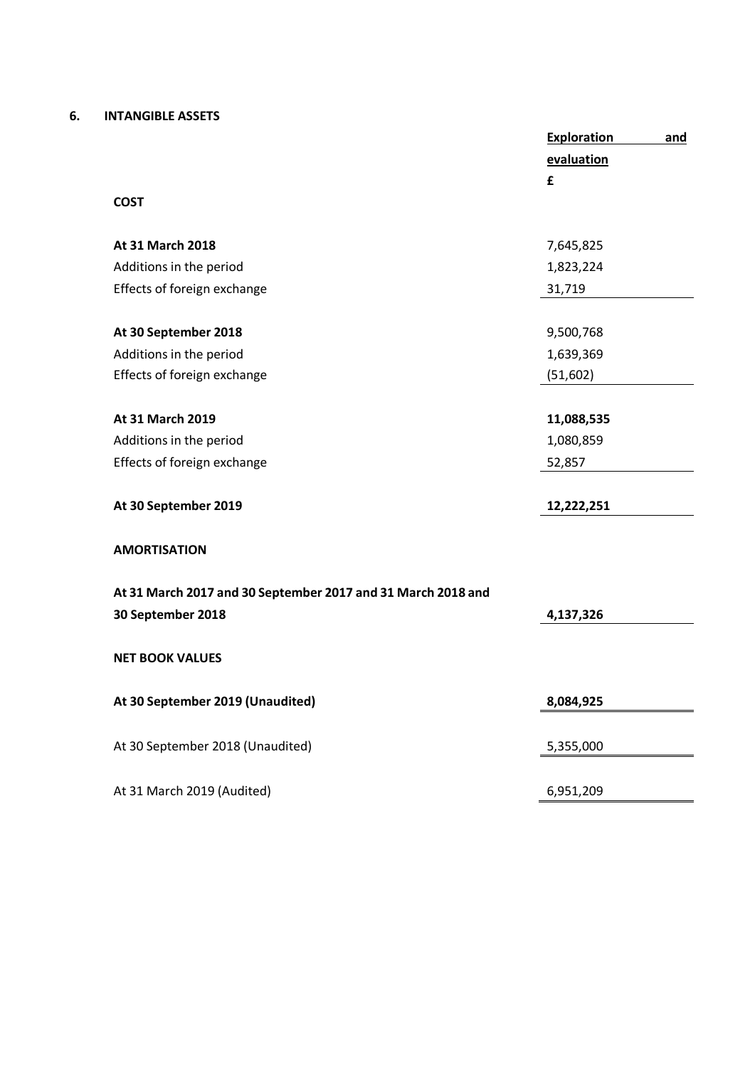## 6. INTANGIBLE ASSETS

| | Exploration and evaluation |
|---|---|
| | £ |
| **COST** | |
| **At 31 March 2018** | 7,645,825 |
| Additions in the period | 1,823,224 |
| Effects of foreign exchange | 31,719 |
| **At 30 September 2018** | 9,500,768 |
| Additions in the period | 1,639,369 |
| Effects of foreign exchange | (51,602) |
| **At 31 March 2019** | **11,088,535** |
| Additions in the period | 1,080,859 |
| Effects of foreign exchange | 52,857 |
| **At 30 September 2019** | **12,222,251** |
| **AMORTISATION** | |
| **At 31 March 2017 and 30 September 2017 and 31 March 2018 and 30 September 2018** | **4,137,326** |
| **NET BOOK VALUES** | |
| **At 30 September 2019 (Unaudited)** | **8,084,925** |
| At 30 September 2018 (Unaudited) | 5,355,000 |
| At 31 March 2019 (Audited) | 6,951,209 |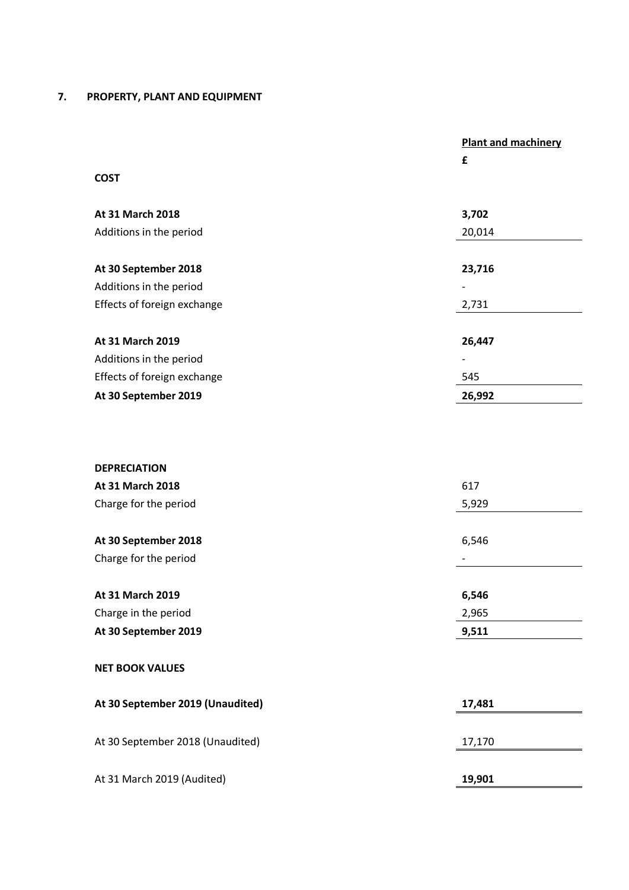## 7. PROPERTY, PLANT AND EQUIPMENT

| | Plant and machinery |
|---|---|
| | £ |
| **COST** | |
| **At 31 March 2018** | **3,702** |
| Additions in the period | 20,014 |
| **At 30 September 2018** | **23,716** |
| Additions in the period | - |
| Effects of foreign exchange | 2,731 |
| **At 31 March 2019** | **26,447** |
| Additions in the period | - |
| Effects of foreign exchange | 545 |
| **At 30 September 2019** | **26,992** |
| | |
| **DEPRECIATION** | |
| **At 31 March 2018** | 617 |
| Charge for the period | 5,929 |
| **At 30 September 2018** | 6,546 |
| Charge for the period | - |
| **At 31 March 2019** | **6,546** |
| Charge in the period | 2,965 |
| **At 30 September 2019** | **9,511** |
| | |
| **NET BOOK VALUES** | |
| **At 30 September 2019 (Unaudited)** | **17,481** |
| At 30 September 2018 (Unaudited) | 17,170 |
| At 31 March 2019 (Audited) | **19,901** |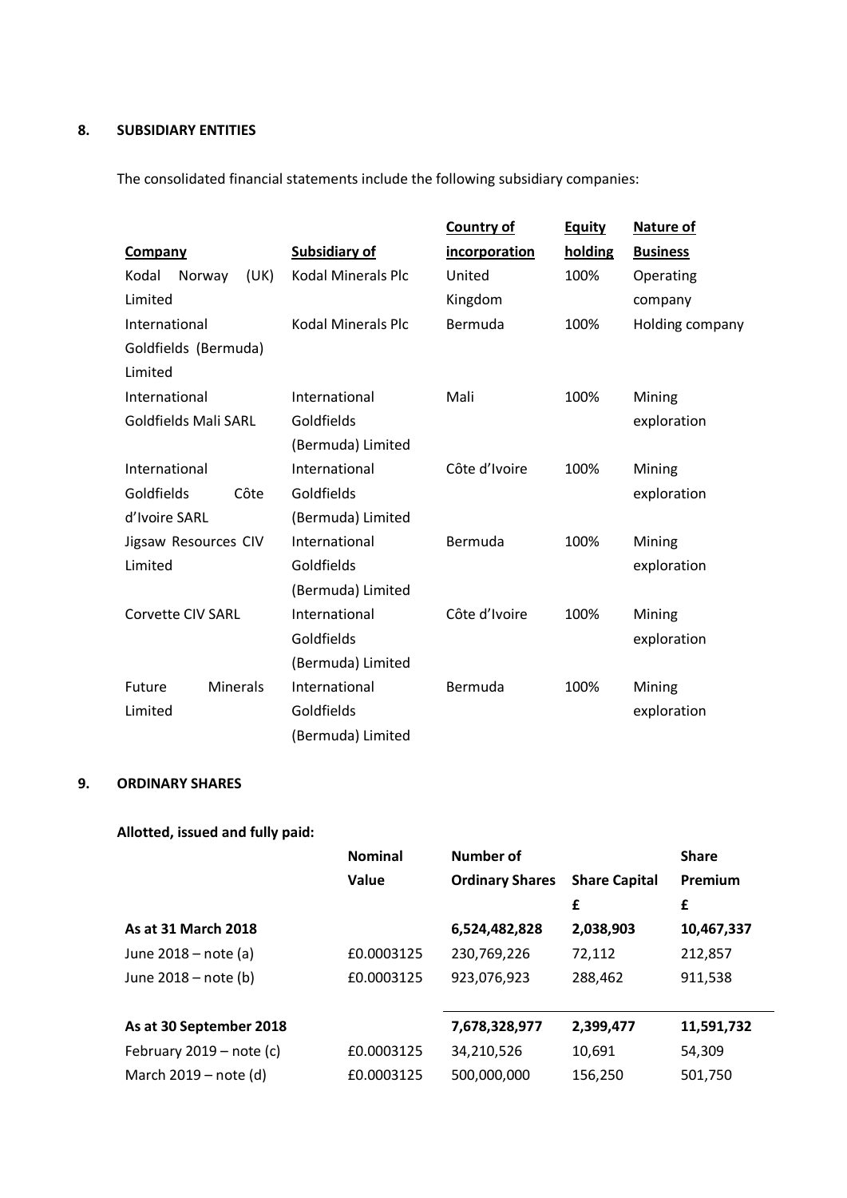## 8. SUBSIDIARY ENTITIES

The consolidated financial statements include the following subsidiary companies:

| Company | Subsidiary of | Country of incorporation | Equity holding | Nature of Business |
|---|---|---|---|---|
| Kodal Norway (UK) Limited | Kodal Minerals Plc | United Kingdom | 100% | Operating company |
| International Goldfields (Bermuda) Limited | Kodal Minerals Plc | Bermuda | 100% | Holding company |
| International Goldfields Mali SARL | International Goldfields (Bermuda) Limited | Mali | 100% | Mining exploration |
| International Goldfields Côte d'Ivoire SARL | International Goldfields (Bermuda) Limited | Côte d'Ivoire | 100% | Mining exploration |
| Jigsaw Resources CIV Limited | International Goldfields (Bermuda) Limited | Bermuda | 100% | Mining exploration |
| Corvette CIV SARL | International Goldfields (Bermuda) Limited | Côte d'Ivoire | 100% | Mining exploration |
| Future Minerals Limited | International Goldfields (Bermuda) Limited | Bermuda | 100% | Mining exploration |

## 9. ORDINARY SHARES

**Allotted, issued and fully paid:**

| | Nominal Value | Number of Ordinary Shares | Share Capital £ | Share Premium £ |
|---|---|---|---|---|
| **As at 31 March 2018** | | **6,524,482,828** | **2,038,903** | **10,467,337** |
| June 2018 – note (a) | £0.0003125 | 230,769,226 | 72,112 | 212,857 |
| June 2018 – note (b) | £0.0003125 | 923,076,923 | 288,462 | 911,538 |
| **As at 30 September 2018** | | **7,678,328,977** | **2,399,477** | **11,591,732** |
| February 2019 – note (c) | £0.0003125 | 34,210,526 | 10,691 | 54,309 |
| March 2019 – note (d) | £0.0003125 | 500,000,000 | 156,250 | 501,750 |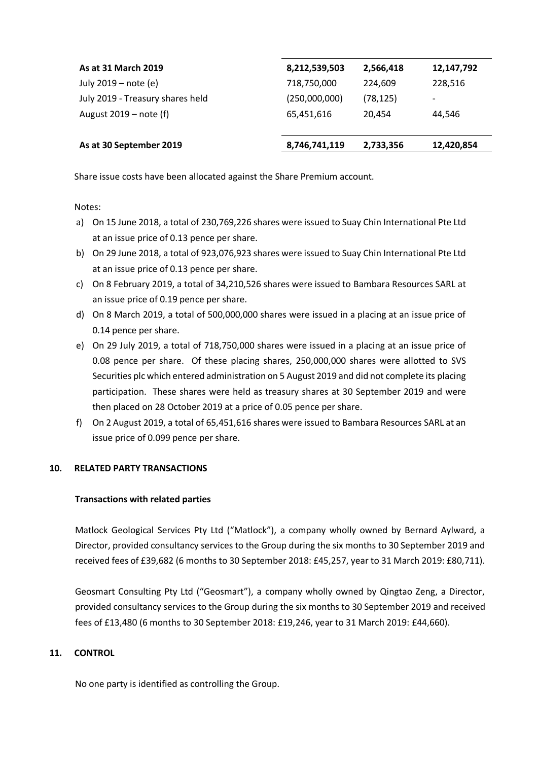| | | | |
|---|---|---|---|
| **As at 31 March 2019** | **8,212,539,503** | **2,566,418** | **12,147,792** |
| July 2019 – note (e) | 718,750,000 | 224,609 | 228,516 |
| July 2019 - Treasury shares held | (250,000,000) | (78,125) | - |
| August 2019 – note (f) | 65,451,616 | 20,454 | 44,546 |
| **As at 30 September 2019** | **8,746,741,119** | **2,733,356** | **12,420,854** |

Share issue costs have been allocated against the Share Premium account.

Notes:

a) On 15 June 2018, a total of 230,769,226 shares were issued to Suay Chin International Pte Ltd at an issue price of 0.13 pence per share.

b) On 29 June 2018, a total of 923,076,923 shares were issued to Suay Chin International Pte Ltd at an issue price of 0.13 pence per share.

c) On 8 February 2019, a total of 34,210,526 shares were issued to Bambara Resources SARL at an issue price of 0.19 pence per share.

d) On 8 March 2019, a total of 500,000,000 shares were issued in a placing at an issue price of 0.14 pence per share.

e) On 29 July 2019, a total of 718,750,000 shares were issued in a placing at an issue price of 0.08 pence per share. Of these placing shares, 250,000,000 shares were allotted to SVS Securities plc which entered administration on 5 August 2019 and did not complete its placing participation. These shares were held as treasury shares at 30 September 2019 and were then placed on 28 October 2019 at a price of 0.05 pence per share.

f) On 2 August 2019, a total of 65,451,616 shares were issued to Bambara Resources SARL at an issue price of 0.099 pence per share.

## 10. RELATED PARTY TRANSACTIONS

**Transactions with related parties**

Matlock Geological Services Pty Ltd ("Matlock"), a company wholly owned by Bernard Aylward, a Director, provided consultancy services to the Group during the six months to 30 September 2019 and received fees of £39,682 (6 months to 30 September 2018: £45,257, year to 31 March 2019: £80,711).

Geosmart Consulting Pty Ltd ("Geosmart"), a company wholly owned by Qingtao Zeng, a Director, provided consultancy services to the Group during the six months to 30 September 2019 and received fees of £13,480 (6 months to 30 September 2018: £19,246, year to 31 March 2019: £44,660).

## 11. CONTROL

No one party is identified as controlling the Group.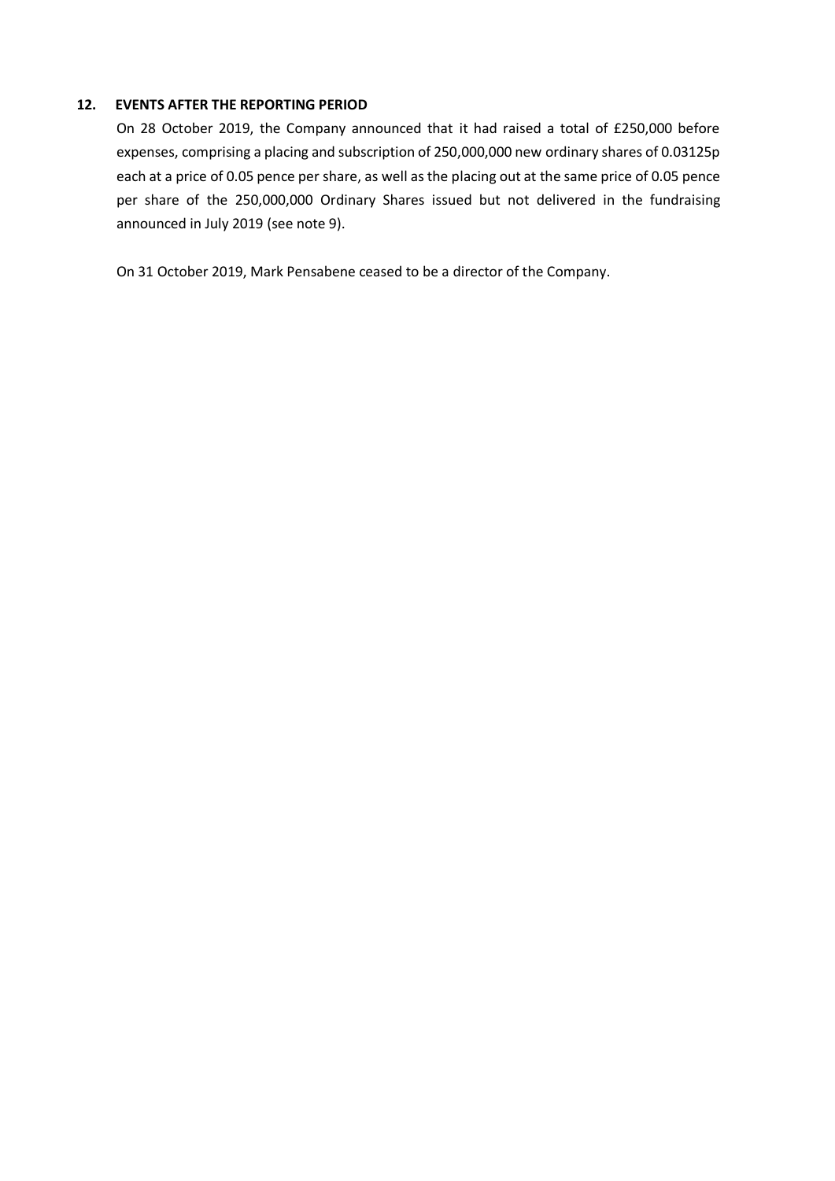## 12. EVENTS AFTER THE REPORTING PERIOD

On 28 October 2019, the Company announced that it had raised a total of £250,000 before expenses, comprising a placing and subscription of 250,000,000 new ordinary shares of 0.03125p each at a price of 0.05 pence per share, as well as the placing out at the same price of 0.05 pence per share of the 250,000,000 Ordinary Shares issued but not delivered in the fundraising announced in July 2019 (see note 9).

On 31 October 2019, Mark Pensabene ceased to be a director of the Company.